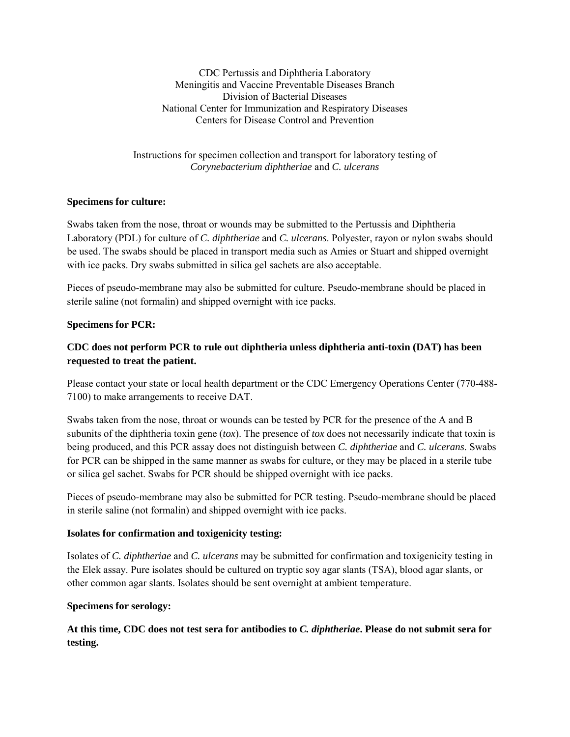CDC Pertussis and Diphtheria Laboratory
Meningitis and Vaccine Preventable Diseases Branch
Division of Bacterial Diseases
National Center for Immunization and Respiratory Diseases
Centers for Disease Control and Prevention

Instructions for specimen collection and transport for laboratory testing of *Corynebacterium diphtheriae* and *C. ulcerans*

**Specimens for culture:**

Swabs taken from the nose, throat or wounds may be submitted to the Pertussis and Diphtheria Laboratory (PDL) for culture of *C. diphtheriae* and *C. ulcerans*. Polyester, rayon or nylon swabs should be used. The swabs should be placed in transport media such as Amies or Stuart and shipped overnight with ice packs. Dry swabs submitted in silica gel sachets are also acceptable.

Pieces of pseudo-membrane may also be submitted for culture. Pseudo-membrane should be placed in sterile saline (not formalin) and shipped overnight with ice packs.

**Specimens for PCR:**

**CDC does not perform PCR to rule out diphtheria unless diphtheria anti-toxin (DAT) has been requested to treat the patient.**

Please contact your state or local health department or the CDC Emergency Operations Center (770-488-7100) to make arrangements to receive DAT.

Swabs taken from the nose, throat or wounds can be tested by PCR for the presence of the A and B subunits of the diphtheria toxin gene (*tox*). The presence of *tox* does not necessarily indicate that toxin is being produced, and this PCR assay does not distinguish between *C. diphtheriae* and *C. ulcerans*. Swabs for PCR can be shipped in the same manner as swabs for culture, or they may be placed in a sterile tube or silica gel sachet. Swabs for PCR should be shipped overnight with ice packs.

Pieces of pseudo-membrane may also be submitted for PCR testing. Pseudo-membrane should be placed in sterile saline (not formalin) and shipped overnight with ice packs.

**Isolates for confirmation and toxigenicity testing:**

Isolates of *C. diphtheriae* and *C. ulcerans* may be submitted for confirmation and toxigenicity testing in the Elek assay. Pure isolates should be cultured on tryptic soy agar slants (TSA), blood agar slants, or other common agar slants. Isolates should be sent overnight at ambient temperature.

**Specimens for serology:**

**At this time, CDC does not test sera for antibodies to *C. diphtheriae*. Please do not submit sera for testing.**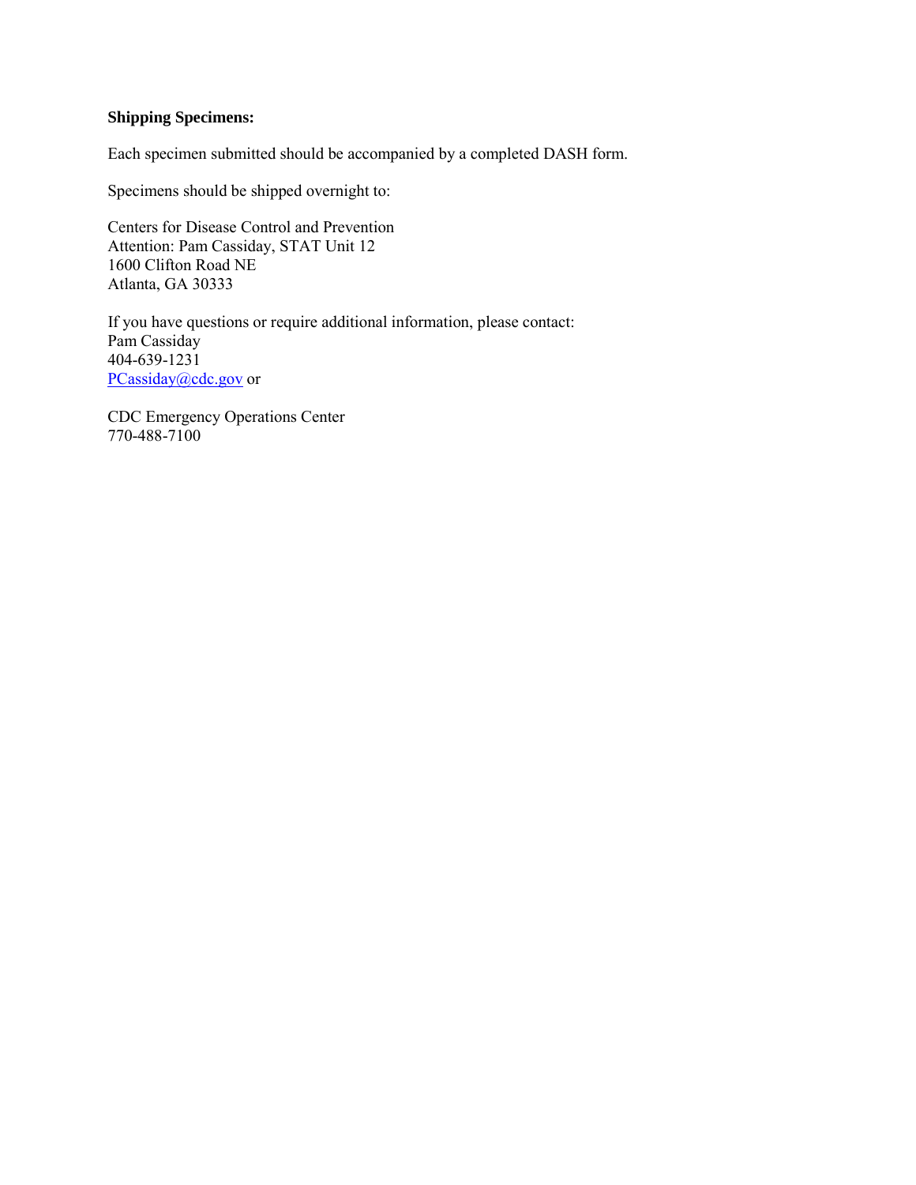**Shipping Specimens:**

Each specimen submitted should be accompanied by a completed DASH form.

Specimens should be shipped overnight to:

Centers for Disease Control and Prevention
Attention: Pam Cassiday, STAT Unit 12
1600 Clifton Road NE
Atlanta, GA 30333

If you have questions or require additional information, please contact:
Pam Cassiday
404-639-1231
PCassiday@cdc.gov or

CDC Emergency Operations Center
770-488-7100